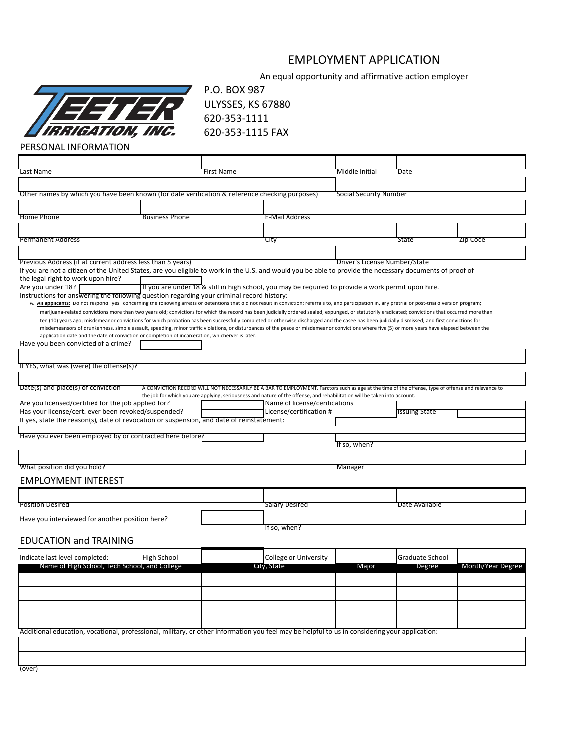# EMPLOYMENT APPLICATION

An equal opportunity and affirmative action employer

TEETER IRRIGATION, INC.

P.O. BOX 987
ULYSSES, KS 67880
620-353-1111
620-353-1115 FAX

## PERSONAL INFORMATION

| Last Name | First Name | Middle Initial | Date |
|---|---|---|---|
| | | | |

| Other names by which you have been known (for date verification & reference checking purposes) | Social Security Number |
|---|---|
| | |

| Home Phone | Business Phone | E-Mail Address |
|---|---|---|
| | | |

| Permanent Address | City | State | Zip Code |
|---|---|---|---|
| | | | |

| Previous Address (if at current address less than 5 years) | Driver's License Number/State |
|---|---|
| | |

If you are not a citizen of the United States, are you eligible to work in the U.S. and would you be able to provide the necessary documents of proof of the legal right to work upon hire? ______

Are you under 18? ______ If you are under 18 & still in high school, you may be required to provide a work permit upon hire.

Instructions for answering the following question regarding your criminal record history:

A. **All applicants:** Do not respond "yes" concerning the following arrests or detentions that did not result in conviction; referrals to, and participation in, any pretrial or post-trial diversion program; marijuana-related convictions more than two years old; convictions for which the record has been judicially ordered sealed, expunged, or statutorily eradicated; convictions that occurred more than ten (10) years ago; misdemeanor convictions for which probation has been successfully completed or otherwise discharged and the casee has been judicially dismissed; and first convictions for misdemeanors of drunkenness, simple assault, speeding, minor traffic violations, or disturbances of the peace or misdemeanor convictions where five (5) or more years have elapsed between the application date and the date of conviction or completion of incarceration, whichever is later.

Have you been convicted of a crime? ______

If YES, what was (were) the offense(s)? ______

Date(s) and place(s) of conviction ______

A CONVICTION RECORD WILL NOT NECESSARILY BE A BAR TO EMPLOYMENT. Farctors such as age at the time of the offense, type of offense and relevance to the job for which you are applying, seriousness and nature of the offense, and rehabilitation will be taken into account.

Are you licensed/certified for the job applied for? ______ Name of license/ceritications ______

Has your license/cert. ever been revoked/suspended? ______ License/certification # ______ Issuing State ______

If yes, state the reason(s), date of revocation or suspension, and date of reinstatement: ______

Have you ever been employed by or contracted here before? ______ If so, when? ______

| What position did you hold? | Manager |
|---|---|
| | |

## EMPLOYMENT INTEREST

| Position Desired | Salary Desired | Date Available |
|---|---|---|
| | | |

Have you interviewed for another position here? ______ If so, when? ______

## EDUCATION and TRAINING

Indicate last level completed: High School ______ College or University ______ Graduate School ______

| Name of High School, Tech School, and College | City, State | Major | Degree | Month/Year Degree |
|---|---|---|---|---|
| | | | | |
| | | | | |
| | | | | |
| | | | | |

Additional education, vocational, professional, military, or other information you feel may be helpful to us in considering your application:

______

(over)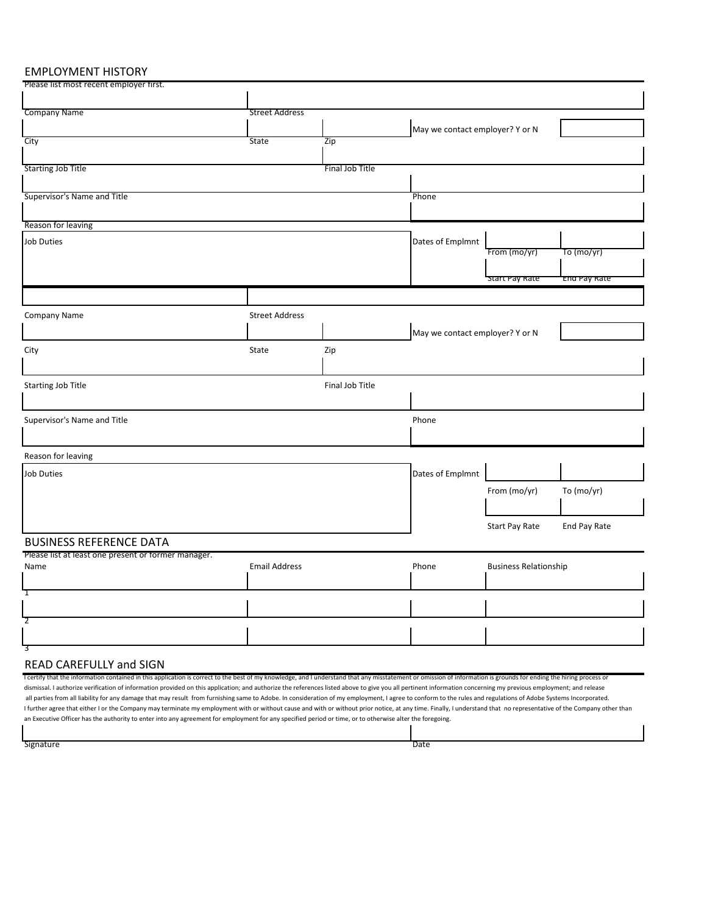## EMPLOYMENT HISTORY

Please list most recent employer first.

| | | | | |
|---|---|---|---|---|
| Company Name | Street Address | | | |
| City | State | Zip | May we contact employer? Y or N | |
| Starting Job Title | | Final Job Title | | |
| Supervisor's Name and Title | | | Phone | |
| Reason for leaving | | | | |
| Job Duties | | | Dates of Emplmnt | |
| | | | From (mo/yr) | To (mo/yr) |
| | | | Start Pay Rate | End Pay Rate |

| | | | | |
|---|---|---|---|---|
| Company Name | Street Address | | | |
| City | State | Zip | May we contact employer? Y or N | |
| Starting Job Title | | Final Job Title | | |
| Supervisor's Name and Title | | | Phone | |
| Reason for leaving | | | | |
| Job Duties | | | Dates of Emplmnt | |
| | | | From (mo/yr) | To (mo/yr) |
| | | | Start Pay Rate | End Pay Rate |

## BUSINESS REFERENCE DATA

Please list at least one present or former manager.

| Name | Email Address | Phone | Business Relationship |
|---|---|---|---|
| 1 | | | |
| 2 | | | |
| 3 | | | |

## READ CAREFULLY and SIGN

I certify that the information contained in this application is correct to the best of my knowledge, and I understand that any misstatement or omission of information is grounds for ending the hiring process or dismissal. I authorize verification of information provided on this application; and authorize the references listed above to give you all pertinent information concerning my previous employment; and release all parties from all liability for any damage that may result from furnishing same to Adobe. In consideration of my employment, I agree to conform to the rules and regulations of Adobe Systems Incorporated. I further agree that either I or the Company may terminate my employment with or without cause and with or without prior notice, at any time. Finally, I understand that no representative of the Company other than an Executive Officer has the authority to enter into any agreement for employment for any specified period or time, or to otherwise alter the foregoing.

| | |
|---|---|
| Signature | Date |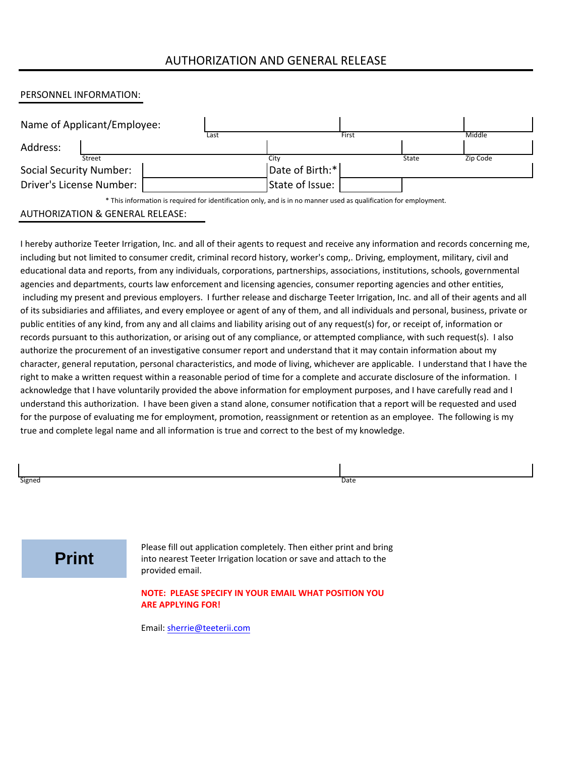# AUTHORIZATION AND GENERAL RELEASE

## PERSONNEL INFORMATION:

| | | | |
|---|---|---|---|
| Name of Applicant/Employee: | Last | First | Middle |
| Address: Street | City | State | Zip Code |
| Social Security Number: | | Date of Birth:* | |
| Driver's License Number: | | State of Issue: | |

\* This information is required for identification only, and is in no manner used as qualification for employment.

## AUTHORIZATION & GENERAL RELEASE:

I hereby authorize Teeter Irrigation, Inc. and all of their agents to request and receive any information and records concerning me, including but not limited to consumer credit, criminal record history, worker's comp,. Driving, employment, military, civil and educational data and reports, from any individuals, corporations, partnerships, associations, institutions, schools, governmental agencies and departments, courts law enforcement and licensing agencies, consumer reporting agencies and other entities, including my present and previous employers. I further release and discharge Teeter Irrigation, Inc. and all of their agents and all of its subsidiaries and affiliates, and every employee or agent of any of them, and all individuals and personal, business, private or public entities of any kind, from any and all claims and liability arising out of any request(s) for, or receipt of, information or records pursuant to this authorization, or arising out of any compliance, or attempted compliance, with such request(s). I also authorize the procurement of an investigative consumer report and understand that it may contain information about my character, general reputation, personal characteristics, and mode of living, whichever are applicable. I understand that I have the right to make a written request within a reasonable period of time for a complete and accurate disclosure of the information. I acknowledge that I have voluntarily provided the above information for employment purposes, and I have carefully read and I understand this authorization. I have been given a stand alone, consumer notification that a report will be requested and used for the purpose of evaluating me for employment, promotion, reassignment or retention as an employee. The following is my true and complete legal name and all information is true and correct to the best of my knowledge.

Signed ______________________________ Date ______________________

**Print**

Please fill out application completely. Then either print and bring into nearest Teeter Irrigation location or save and attach to the provided email.

**NOTE: PLEASE SPECIFY IN YOUR EMAIL WHAT POSITION YOU ARE APPLYING FOR!**

Email: sherrie@teeterii.com